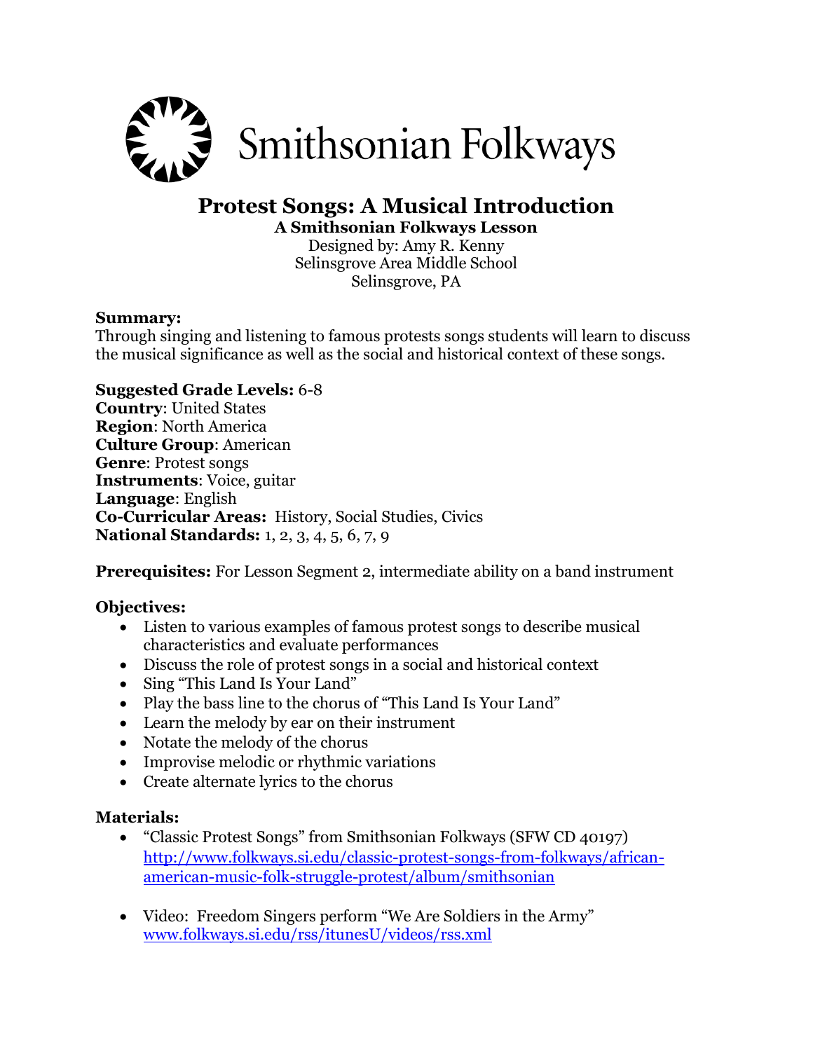Smithsonian Folkways

# Protest Songs: A Musical Introduction

**A Smithsonian Folkways Lesson**

Designed by: Amy R. Kenny
Selinsgrove Area Middle School
Selinsgrove, PA

**Summary:**
Through singing and listening to famous protests songs students will learn to discuss the musical significance as well as the social and historical context of these songs.

**Suggested Grade Levels:** 6-8
**Country**: United States
**Region**: North America
**Culture Group**: American
**Genre**: Protest songs
**Instruments**: Voice, guitar
**Language**: English
**Co-Curricular Areas:** History, Social Studies, Civics
**National Standards:** 1, 2, 3, 4, 5, 6, 7, 9

**Prerequisites:** For Lesson Segment 2, intermediate ability on a band instrument

**Objectives:**

- Listen to various examples of famous protest songs to describe musical characteristics and evaluate performances
- Discuss the role of protest songs in a social and historical context
- Sing "This Land Is Your Land"
- Play the bass line to the chorus of "This Land Is Your Land"
- Learn the melody by ear on their instrument
- Notate the melody of the chorus
- Improvise melodic or rhythmic variations
- Create alternate lyrics to the chorus

**Materials:**

- "Classic Protest Songs" from Smithsonian Folkways (SFW CD 40197) http://www.folkways.si.edu/classic-protest-songs-from-folkways/african-american-music-folk-struggle-protest/album/smithsonian
- Video: Freedom Singers perform "We Are Soldiers in the Army" www.folkways.si.edu/rss/itunesU/videos/rss.xml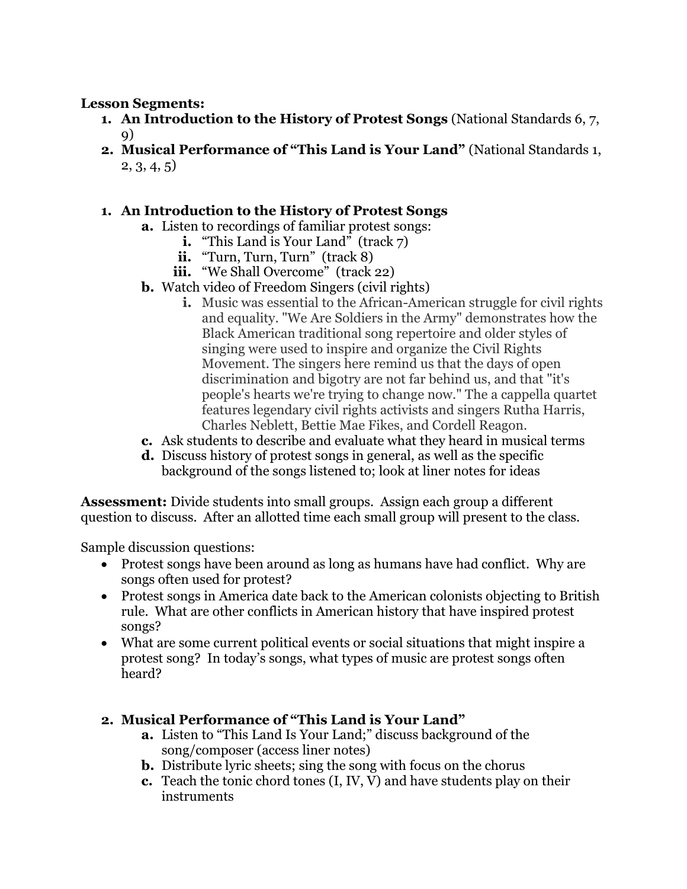**Lesson Segments:**

1. **An Introduction to the History of Protest Songs** (National Standards 6, 7, 9)
2. **Musical Performance of "This Land is Your Land"** (National Standards 1, 2, 3, 4, 5)

1. **An Introduction to the History of Protest Songs**
   a. Listen to recordings of familiar protest songs:
      i. "This Land is Your Land" (track 7)
      ii. "Turn, Turn, Turn" (track 8)
      iii. "We Shall Overcome" (track 22)
   b. Watch video of Freedom Singers (civil rights)
      i. Music was essential to the African-American struggle for civil rights and equality. "We Are Soldiers in the Army" demonstrates how the Black American traditional song repertoire and older styles of singing were used to inspire and organize the Civil Rights Movement. The singers here remind us that the days of open discrimination and bigotry are not far behind us, and that "it's people's hearts we're trying to change now." The a cappella quartet features legendary civil rights activists and singers Rutha Harris, Charles Neblett, Bettie Mae Fikes, and Cordell Reagon.
   c. Ask students to describe and evaluate what they heard in musical terms
   d. Discuss history of protest songs in general, as well as the specific background of the songs listened to; look at liner notes for ideas

**Assessment:** Divide students into small groups. Assign each group a different question to discuss. After an allotted time each small group will present to the class.

Sample discussion questions:

- Protest songs have been around as long as humans have had conflict. Why are songs often used for protest?
- Protest songs in America date back to the American colonists objecting to British rule. What are other conflicts in American history that have inspired protest songs?
- What are some current political events or social situations that might inspire a protest song? In today's songs, what types of music are protest songs often heard?

2. **Musical Performance of "This Land is Your Land"**
   a. Listen to "This Land Is Your Land;" discuss background of the song/composer (access liner notes)
   b. Distribute lyric sheets; sing the song with focus on the chorus
   c. Teach the tonic chord tones (I, IV, V) and have students play on their instruments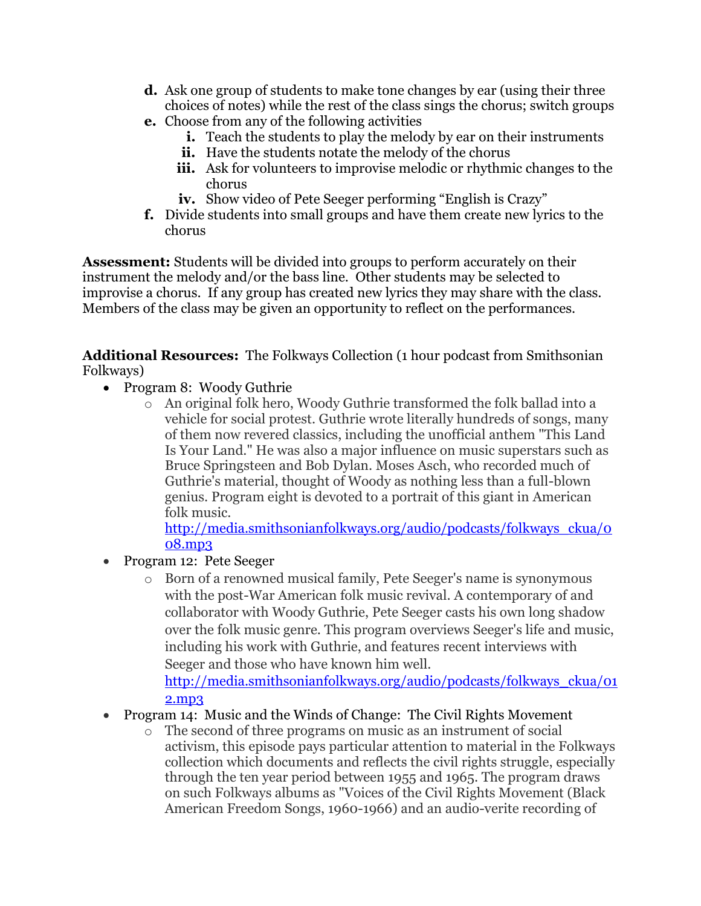d. Ask one group of students to make tone changes by ear (using their three choices of notes) while the rest of the class sings the chorus; switch groups
e. Choose from any of the following activities
    i. Teach the students to play the melody by ear on their instruments
    ii. Have the students notate the melody of the chorus
    iii. Ask for volunteers to improvise melodic or rhythmic changes to the chorus
    iv. Show video of Pete Seeger performing "English is Crazy"
f. Divide students into small groups and have them create new lyrics to the chorus

**Assessment:** Students will be divided into groups to perform accurately on their instrument the melody and/or the bass line. Other students may be selected to improvise a chorus. If any group has created new lyrics they may share with the class. Members of the class may be given an opportunity to reflect on the performances.

**Additional Resources:** The Folkways Collection (1 hour podcast from Smithsonian Folkways)

- Program 8: Woody Guthrie
    - An original folk hero, Woody Guthrie transformed the folk ballad into a vehicle for social protest. Guthrie wrote literally hundreds of songs, many of them now revered classics, including the unofficial anthem "This Land Is Your Land." He was also a major influence on music superstars such as Bruce Springsteen and Bob Dylan. Moses Asch, who recorded much of Guthrie's material, thought of Woody as nothing less than a full-blown genius. Program eight is devoted to a portrait of this giant in American folk music.
      [http://media.smithsonianfolkways.org/audio/podcasts/folkways_ckua/008.mp3](http://media.smithsonianfolkways.org/audio/podcasts/folkways_ckua/008.mp3)
- Program 12: Pete Seeger
    - Born of a renowned musical family, Pete Seeger's name is synonymous with the post-War American folk music revival. A contemporary of and collaborator with Woody Guthrie, Pete Seeger casts his own long shadow over the folk music genre. This program overviews Seeger's life and music, including his work with Guthrie, and features recent interviews with Seeger and those who have known him well.
      [http://media.smithsonianfolkways.org/audio/podcasts/folkways_ckua/012.mp3](http://media.smithsonianfolkways.org/audio/podcasts/folkways_ckua/012.mp3)
- Program 14: Music and the Winds of Change: The Civil Rights Movement
    - The second of three programs on music as an instrument of social activism, this episode pays particular attention to material in the Folkways collection which documents and reflects the civil rights struggle, especially through the ten year period between 1955 and 1965. The program draws on such Folkways albums as "Voices of the Civil Rights Movement (Black American Freedom Songs, 1960-1966) and an audio-verite recording of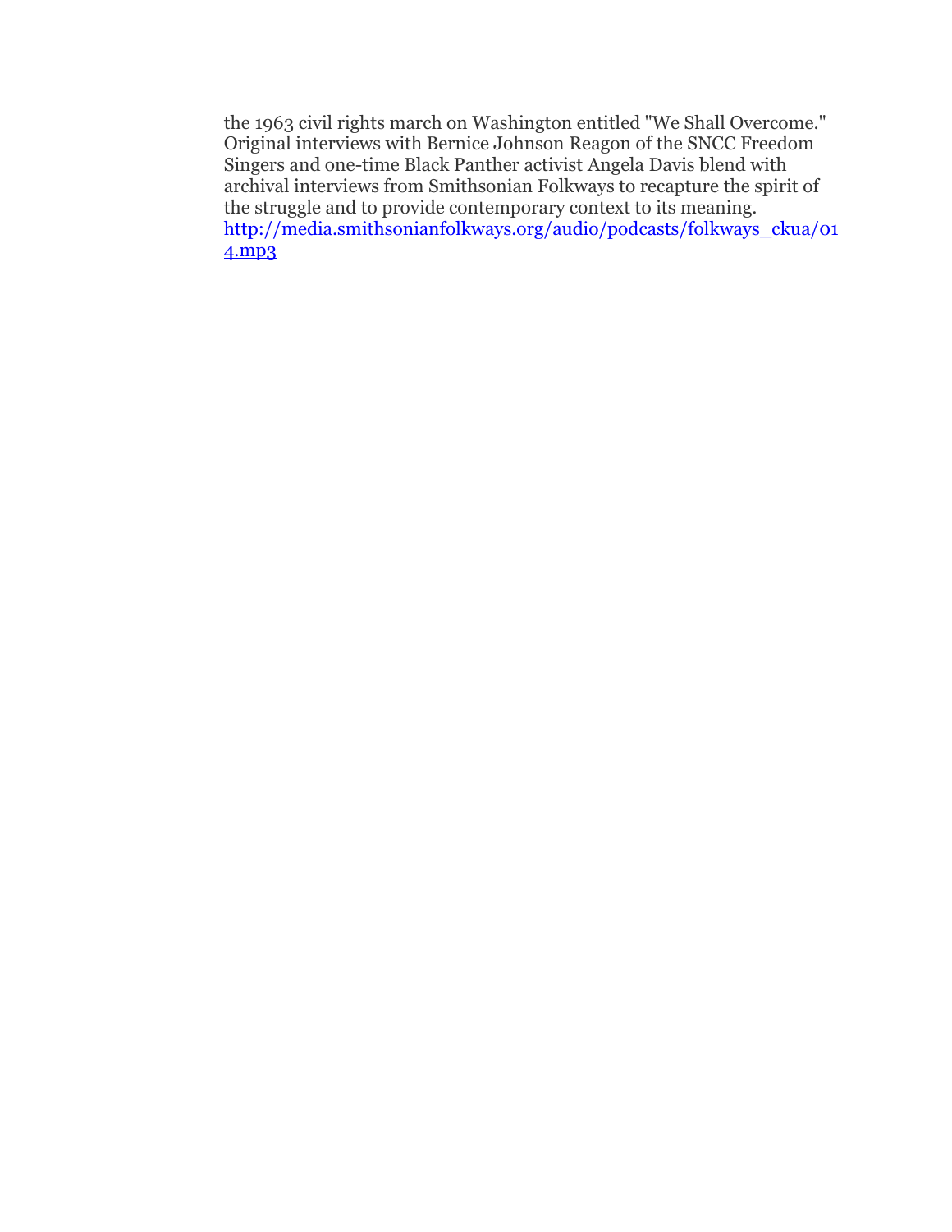the 1963 civil rights march on Washington entitled "We Shall Overcome." Original interviews with Bernice Johnson Reagon of the SNCC Freedom Singers and one-time Black Panther activist Angela Davis blend with archival interviews from Smithsonian Folkways to recapture the spirit of the struggle and to provide contemporary context to its meaning. http://media.smithsonianfolkways.org/audio/podcasts/folkways_ckua/014.mp3